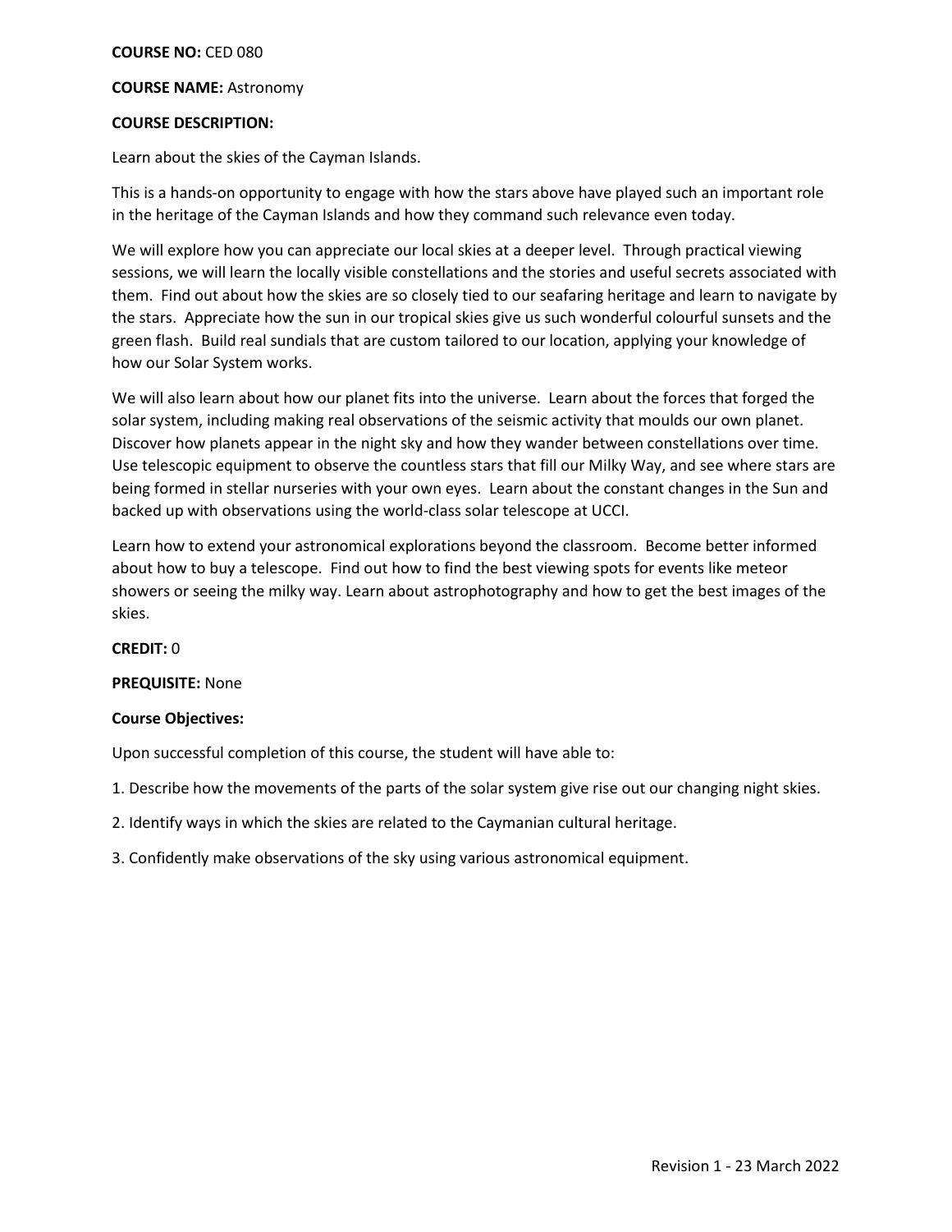**COURSE NO:** CED 080

**COURSE NAME:** Astronomy

**COURSE DESCRIPTION:**

Learn about the skies of the Cayman Islands.

This is a hands-on opportunity to engage with how the stars above have played such an important role in the heritage of the Cayman Islands and how they command such relevance even today.

We will explore how you can appreciate our local skies at a deeper level. Through practical viewing sessions, we will learn the locally visible constellations and the stories and useful secrets associated with them. Find out about how the skies are so closely tied to our seafaring heritage and learn to navigate by the stars. Appreciate how the sun in our tropical skies give us such wonderful colourful sunsets and the green flash. Build real sundials that are custom tailored to our location, applying your knowledge of how our Solar System works.

We will also learn about how our planet fits into the universe. Learn about the forces that forged the solar system, including making real observations of the seismic activity that moulds our own planet. Discover how planets appear in the night sky and how they wander between constellations over time. Use telescopic equipment to observe the countless stars that fill our Milky Way, and see where stars are being formed in stellar nurseries with your own eyes. Learn about the constant changes in the Sun and backed up with observations using the world-class solar telescope at UCCI.

Learn how to extend your astronomical explorations beyond the classroom. Become better informed about how to buy a telescope. Find out how to find the best viewing spots for events like meteor showers or seeing the milky way. Learn about astrophotography and how to get the best images of the skies.

**CREDIT:** 0

**PREQUISITE:** None

**Course Objectives:**

Upon successful completion of this course, the student will have able to:

1. Describe how the movements of the parts of the solar system give rise out our changing night skies.
2. Identify ways in which the skies are related to the Caymanian cultural heritage.
3. Confidently make observations of the sky using various astronomical equipment.

Revision 1 - 23 March 2022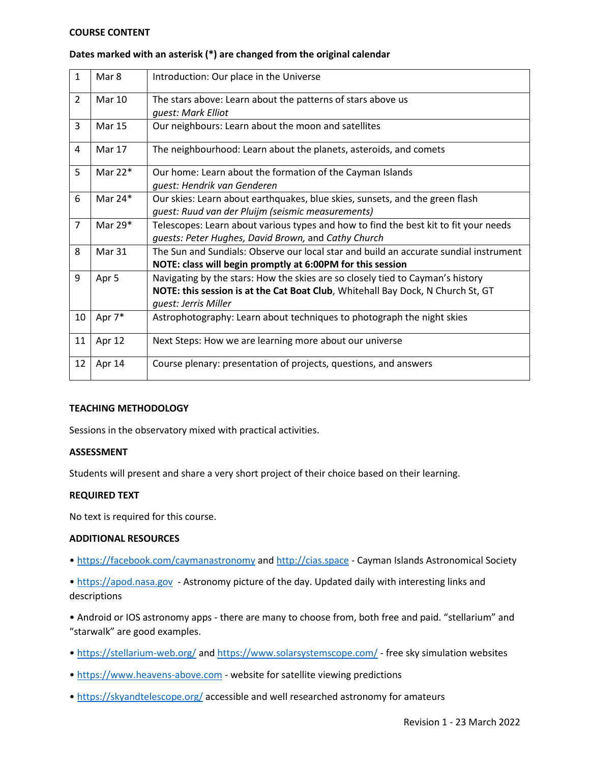**COURSE CONTENT**

**Dates marked with an asterisk (*) are changed from the original calendar**

| | | |
|---|---|---|
| 1 | Mar 8 | Introduction: Our place in the Universe |
| 2 | Mar 10 | The stars above: Learn about the patterns of stars above us<br>*guest: Mark Elliot* |
| 3 | Mar 15 | Our neighbours: Learn about the moon and satellites |
| 4 | Mar 17 | The neighbourhood: Learn about the planets, asteroids, and comets |
| 5 | Mar 22* | Our home: Learn about the formation of the Cayman Islands<br>*guest: Hendrik van Genderen* |
| 6 | Mar 24* | Our skies: Learn about earthquakes, blue skies, sunsets, and the green flash<br>*guest: Ruud van der Pluijm (seismic measurements)* |
| 7 | Mar 29* | Telescopes: Learn about various types and how to find the best kit to fit your needs<br>*guests: Peter Hughes, David Brown,* and *Cathy Church* |
| 8 | Mar 31 | The Sun and Sundials: Observe our local star and build an accurate sundial instrument<br>**NOTE: class will begin promptly at 6:00PM for this session** |
| 9 | Apr 5 | Navigating by the stars: How the skies are so closely tied to Cayman's history<br>**NOTE: this session is at the Cat Boat Club**, Whitehall Bay Dock, N Church St, GT<br>*guest: Jerris Miller* |
| 10 | Apr 7* | Astrophotography: Learn about techniques to photograph the night skies |
| 11 | Apr 12 | Next Steps: How we are learning more about our universe |
| 12 | Apr 14 | Course plenary: presentation of projects, questions, and answers |

**TEACHING METHODOLOGY**

Sessions in the observatory mixed with practical activities.

**ASSESSMENT**

Students will present and share a very short project of their choice based on their learning.

**REQUIRED TEXT**

No text is required for this course.

**ADDITIONAL RESOURCES**

- https://facebook.com/caymanastronomy and http://cias.space - Cayman Islands Astronomical Society
- https://apod.nasa.gov - Astronomy picture of the day. Updated daily with interesting links and descriptions
- Android or IOS astronomy apps - there are many to choose from, both free and paid. "stellarium" and "starwalk" are good examples.
- https://stellarium-web.org/ and https://www.solarsystemscope.com/ - free sky simulation websites
- https://www.heavens-above.com - website for satellite viewing predictions
- https://skyandtelescope.org/ accessible and well researched astronomy for amateurs

Revision 1 - 23 March 2022